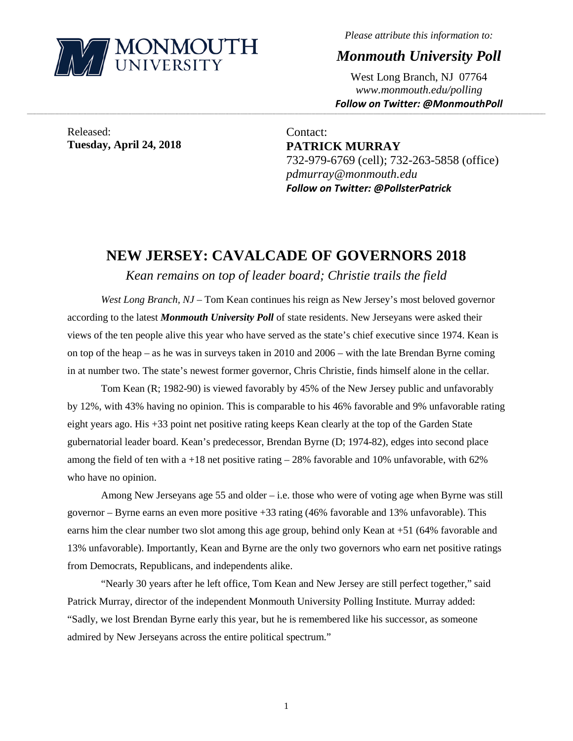MONMOUTH UNIVERSITY

*Please attribute this information to:*

***Monmouth University Poll***

West Long Branch, NJ 07764
*www.monmouth.edu/polling*
***Follow on Twitter: @MonmouthPoll***

---

Released:
**Tuesday, April 24, 2018**

Contact:
**PATRICK MURRAY**
732-979-6769 (cell); 732-263-5858 (office)
*pdmurray@monmouth.edu*
***Follow on Twitter: @PollsterPatrick***

# NEW JERSEY: CAVALCADE OF GOVERNORS 2018

*Kean remains on top of leader board; Christie trails the field*

*West Long Branch, NJ* – Tom Kean continues his reign as New Jersey's most beloved governor according to the latest ***Monmouth University Poll*** of state residents. New Jerseyans were asked their views of the ten people alive this year who have served as the state's chief executive since 1974. Kean is on top of the heap – as he was in surveys taken in 2010 and 2006 – with the late Brendan Byrne coming in at number two. The state's newest former governor, Chris Christie, finds himself alone in the cellar.

Tom Kean (R; 1982-90) is viewed favorably by 45% of the New Jersey public and unfavorably by 12%, with 43% having no opinion. This is comparable to his 46% favorable and 9% unfavorable rating eight years ago. His +33 point net positive rating keeps Kean clearly at the top of the Garden State gubernatorial leader board. Kean's predecessor, Brendan Byrne (D; 1974-82), edges into second place among the field of ten with a +18 net positive rating – 28% favorable and 10% unfavorable, with 62% who have no opinion.

Among New Jerseyans age 55 and older – i.e. those who were of voting age when Byrne was still governor – Byrne earns an even more positive +33 rating (46% favorable and 13% unfavorable). This earns him the clear number two slot among this age group, behind only Kean at +51 (64% favorable and 13% unfavorable). Importantly, Kean and Byrne are the only two governors who earn net positive ratings from Democrats, Republicans, and independents alike.

"Nearly 30 years after he left office, Tom Kean and New Jersey are still perfect together," said Patrick Murray, director of the independent Monmouth University Polling Institute. Murray added: "Sadly, we lost Brendan Byrne early this year, but he is remembered like his successor, as someone admired by New Jerseyans across the entire political spectrum."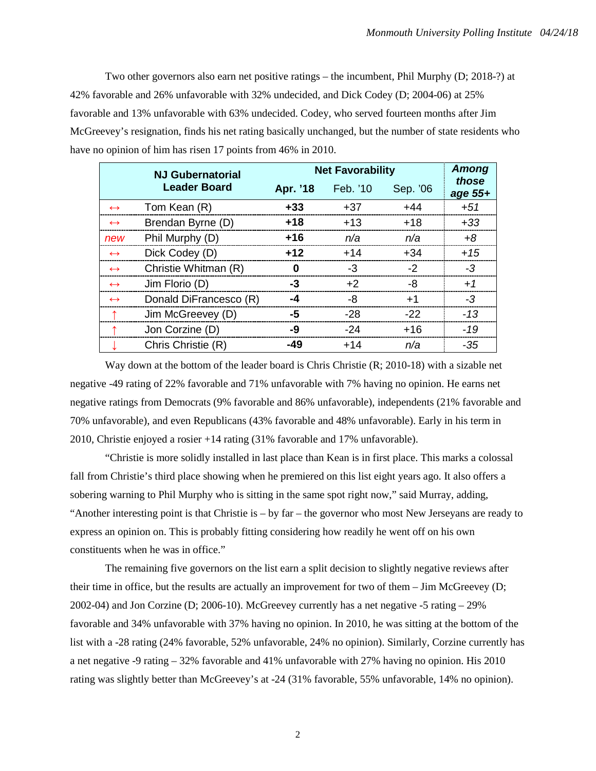Two other governors also earn net positive ratings – the incumbent, Phil Murphy (D; 2018-?) at 42% favorable and 26% unfavorable with 32% undecided, and Dick Codey (D; 2004-06) at 25% favorable and 13% unfavorable with 63% undecided. Codey, who served fourteen months after Jim McGreevey's resignation, finds his net rating basically unchanged, but the number of state residents who have no opinion of him has risen 17 points from 46% in 2010.

| | **NJ Gubernatorial Leader Board** | **Net Favorability** | | | ***Among those age 55+*** |
|---|---|---|---|---|---|
| | | **Apr. '18** | Feb. '10 | Sep. '06 | |
| ↔ | Tom Kean (R) | **+33** | +37 | +44 | *+51* |
| ↔ | Brendan Byrne (D) | **+18** | +13 | +18 | *+33* |
| *new* | Phil Murphy (D) | **+16** | *n/a* | *n/a* | *+8* |
| ↔ | Dick Codey (D) | **+12** | +14 | +34 | *+15* |
| ↔ | Christie Whitman (R) | **0** | -3 | -2 | *-3* |
| ↔ | Jim Florio (D) | **-3** | +2 | -8 | *+1* |
| ↔ | Donald DiFrancesco (R) | **-4** | -8 | +1 | *-3* |
| ↑ | Jim McGreevey (D) | **-5** | -28 | -22 | *-13* |
| ↑ | Jon Corzine (D) | **-9** | -24 | +16 | *-19* |
| ↓ | Chris Christie (R) | **-49** | +14 | *n/a* | *-35* |

Way down at the bottom of the leader board is Chris Christie (R; 2010-18) with a sizable net negative -49 rating of 22% favorable and 71% unfavorable with 7% having no opinion. He earns net negative ratings from Democrats (9% favorable and 86% unfavorable), independents (21% favorable and 70% unfavorable), and even Republicans (43% favorable and 48% unfavorable). Early in his term in 2010, Christie enjoyed a rosier +14 rating (31% favorable and 17% unfavorable).

"Christie is more solidly installed in last place than Kean is in first place. This marks a colossal fall from Christie's third place showing when he premiered on this list eight years ago. It also offers a sobering warning to Phil Murphy who is sitting in the same spot right now," said Murray, adding, "Another interesting point is that Christie is – by far – the governor who most New Jerseyans are ready to express an opinion on. This is probably fitting considering how readily he went off on his own constituents when he was in office."

The remaining five governors on the list earn a split decision to slightly negative reviews after their time in office, but the results are actually an improvement for two of them – Jim McGreevey (D; 2002-04) and Jon Corzine (D; 2006-10). McGreevey currently has a net negative -5 rating – 29% favorable and 34% unfavorable with 37% having no opinion. In 2010, he was sitting at the bottom of the list with a -28 rating (24% favorable, 52% unfavorable, 24% no opinion). Similarly, Corzine currently has a net negative -9 rating – 32% favorable and 41% unfavorable with 27% having no opinion. His 2010 rating was slightly better than McGreevey's at -24 (31% favorable, 55% unfavorable, 14% no opinion).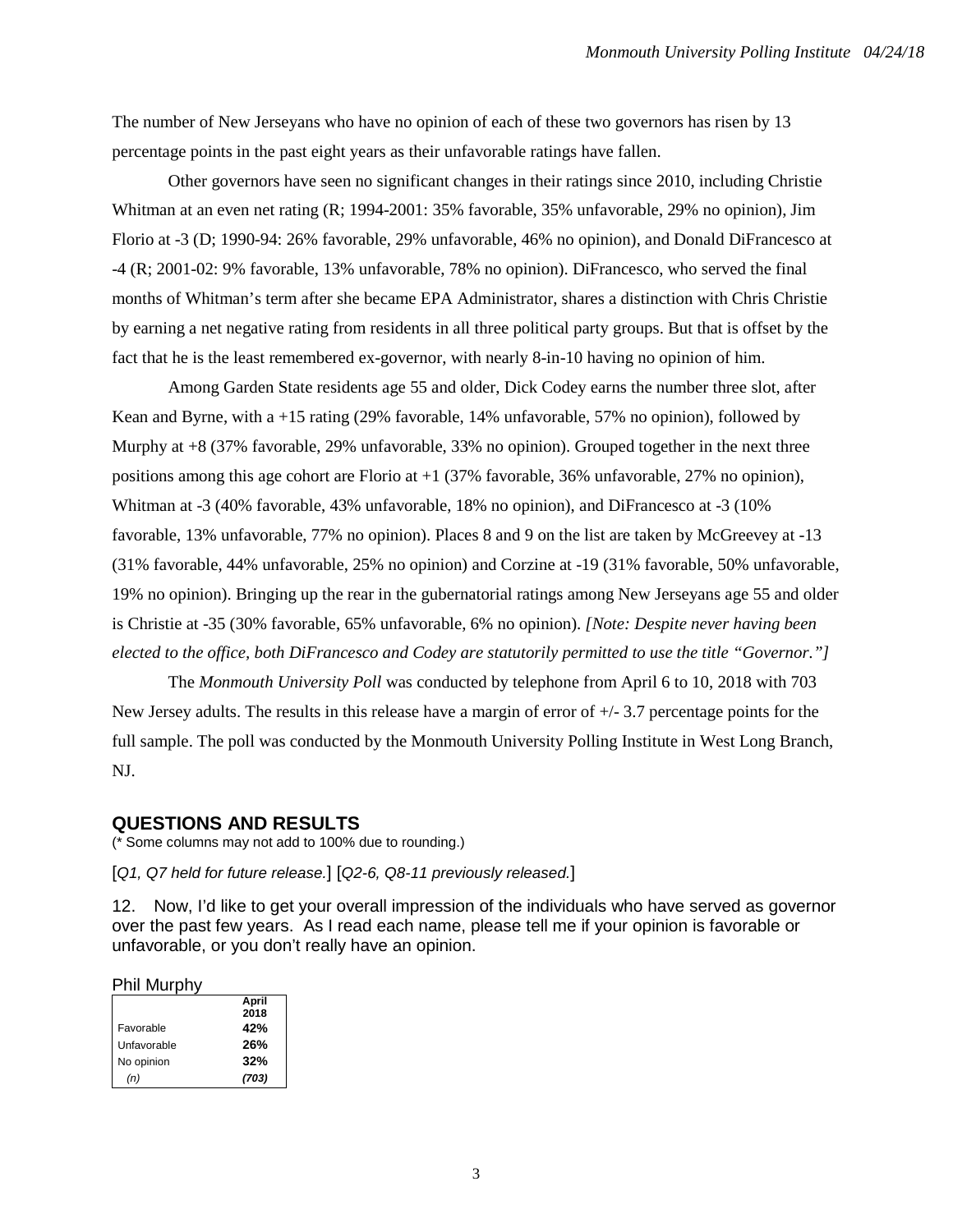The number of New Jerseyans who have no opinion of each of these two governors has risen by 13 percentage points in the past eight years as their unfavorable ratings have fallen.

Other governors have seen no significant changes in their ratings since 2010, including Christie Whitman at an even net rating (R; 1994-2001: 35% favorable, 35% unfavorable, 29% no opinion), Jim Florio at -3 (D; 1990-94: 26% favorable, 29% unfavorable, 46% no opinion), and Donald DiFrancesco at -4 (R; 2001-02: 9% favorable, 13% unfavorable, 78% no opinion). DiFrancesco, who served the final months of Whitman's term after she became EPA Administrator, shares a distinction with Chris Christie by earning a net negative rating from residents in all three political party groups. But that is offset by the fact that he is the least remembered ex-governor, with nearly 8-in-10 having no opinion of him.

Among Garden State residents age 55 and older, Dick Codey earns the number three slot, after Kean and Byrne, with a +15 rating (29% favorable, 14% unfavorable, 57% no opinion), followed by Murphy at +8 (37% favorable, 29% unfavorable, 33% no opinion). Grouped together in the next three positions among this age cohort are Florio at +1 (37% favorable, 36% unfavorable, 27% no opinion), Whitman at -3 (40% favorable, 43% unfavorable, 18% no opinion), and DiFrancesco at -3 (10% favorable, 13% unfavorable, 77% no opinion). Places 8 and 9 on the list are taken by McGreevey at -13 (31% favorable, 44% unfavorable, 25% no opinion) and Corzine at -19 (31% favorable, 50% unfavorable, 19% no opinion). Bringing up the rear in the gubernatorial ratings among New Jerseyans age 55 and older is Christie at -35 (30% favorable, 65% unfavorable, 6% no opinion). *[Note: Despite never having been elected to the office, both DiFrancesco and Codey are statutorily permitted to use the title "Governor."]*

The *Monmouth University Poll* was conducted by telephone from April 6 to 10, 2018 with 703 New Jersey adults. The results in this release have a margin of error of +/- 3.7 percentage points for the full sample. The poll was conducted by the Monmouth University Polling Institute in West Long Branch, NJ.

## QUESTIONS AND RESULTS

(* Some columns may not add to 100% due to rounding.)

[*Q1, Q7 held for future release.*] [*Q2-6, Q8-11 previously released.*]

12. Now, I'd like to get your overall impression of the individuals who have served as governor over the past few years. As I read each name, please tell me if your opinion is favorable or unfavorable, or you don't really have an opinion.

Phil Murphy

| | April 2018 |
|---|---|
| Favorable | **42%** |
| Unfavorable | **26%** |
| No opinion | **32%** |
| *(n)* | ***(703)*** |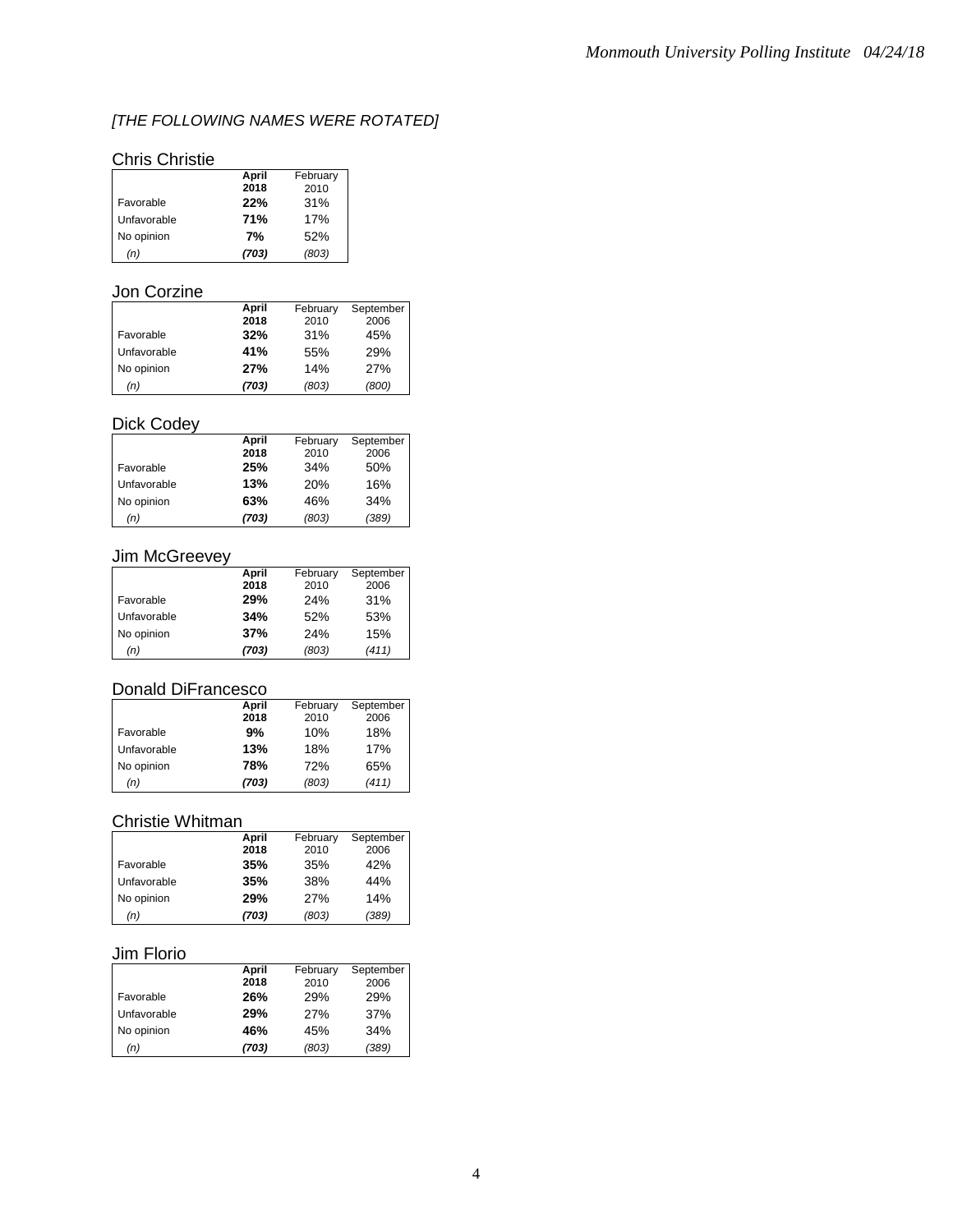*[THE FOLLOWING NAMES WERE ROTATED]*

### Chris Christie

| | **April 2018** | February 2010 |
|---|---|---|
| Favorable | **22%** | 31% |
| Unfavorable | **71%** | 17% |
| No opinion | **7%** | 52% |
| *(n)* | ***(703)*** | *(803)* |

### Jon Corzine

| | **April 2018** | February 2010 | September 2006 |
|---|---|---|---|
| Favorable | **32%** | 31% | 45% |
| Unfavorable | **41%** | 55% | 29% |
| No opinion | **27%** | 14% | 27% |
| *(n)* | ***(703)*** | *(803)* | *(800)* |

### Dick Codey

| | **April 2018** | February 2010 | September 2006 |
|---|---|---|---|
| Favorable | **25%** | 34% | 50% |
| Unfavorable | **13%** | 20% | 16% |
| No opinion | **63%** | 46% | 34% |
| *(n)* | ***(703)*** | *(803)* | *(389)* |

### Jim McGreevey

| | **April 2018** | February 2010 | September 2006 |
|---|---|---|---|
| Favorable | **29%** | 24% | 31% |
| Unfavorable | **34%** | 52% | 53% |
| No opinion | **37%** | 24% | 15% |
| *(n)* | ***(703)*** | *(803)* | *(411)* |

### Donald DiFrancesco

| | **April 2018** | February 2010 | September 2006 |
|---|---|---|---|
| Favorable | **9%** | 10% | 18% |
| Unfavorable | **13%** | 18% | 17% |
| No opinion | **78%** | 72% | 65% |
| *(n)* | ***(703)*** | *(803)* | *(411)* |

### Christie Whitman

| | **April 2018** | February 2010 | September 2006 |
|---|---|---|---|
| Favorable | **35%** | 35% | 42% |
| Unfavorable | **35%** | 38% | 44% |
| No opinion | **29%** | 27% | 14% |
| *(n)* | ***(703)*** | *(803)* | *(389)* |

### Jim Florio

| | **April 2018** | February 2010 | September 2006 |
|---|---|---|---|
| Favorable | **26%** | 29% | 29% |
| Unfavorable | **29%** | 27% | 37% |
| No opinion | **46%** | 45% | 34% |
| *(n)* | ***(703)*** | *(803)* | *(389)* |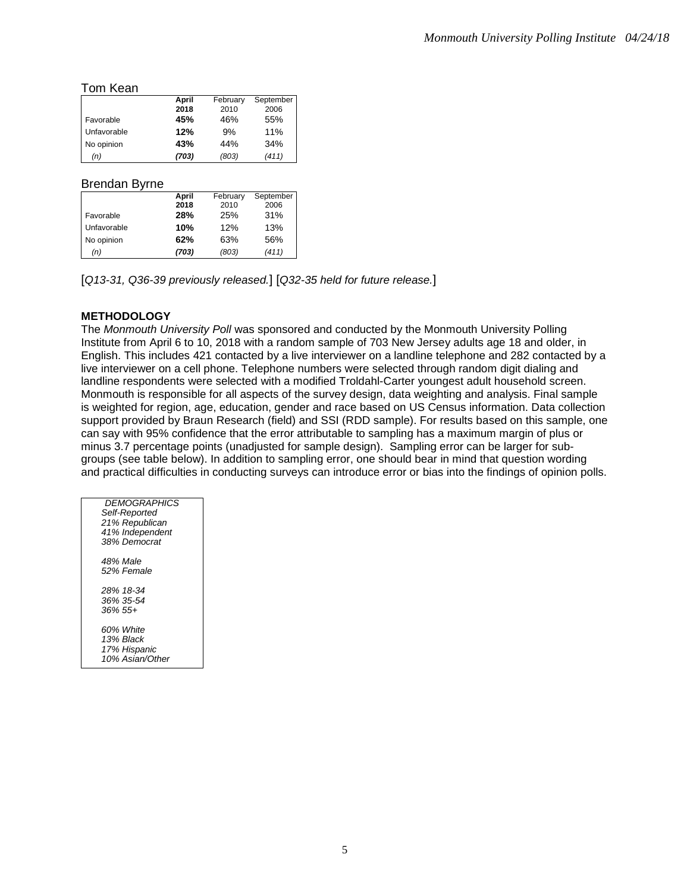Tom Kean

| | April 2018 | February 2010 | September 2006 |
|---|---|---|---|
| Favorable | **45%** | 46% | 55% |
| Unfavorable | **12%** | 9% | 11% |
| No opinion | **43%** | 44% | 34% |
| *(n)* | ***(703)*** | *(803)* | *(411)* |

Brendan Byrne

| | April 2018 | February 2010 | September 2006 |
|---|---|---|---|
| Favorable | **28%** | 25% | 31% |
| Unfavorable | **10%** | 12% | 13% |
| No opinion | **62%** | 63% | 56% |
| *(n)* | ***(703)*** | *(803)* | *(411)* |

[*Q13-31, Q36-39 previously released.*] [*Q32-35 held for future release.*]

**METHODOLOGY**

The *Monmouth University Poll* was sponsored and conducted by the Monmouth University Polling Institute from April 6 to 10, 2018 with a random sample of 703 New Jersey adults age 18 and older, in English. This includes 421 contacted by a live interviewer on a landline telephone and 282 contacted by a live interviewer on a cell phone. Telephone numbers were selected through random digit dialing and landline respondents were selected with a modified Troldahl-Carter youngest adult household screen. Monmouth is responsible for all aspects of the survey design, data weighting and analysis. Final sample is weighted for region, age, education, gender and race based on US Census information. Data collection support provided by Braun Research (field) and SSI (RDD sample). For results based on this sample, one can say with 95% confidence that the error attributable to sampling has a maximum margin of plus or minus 3.7 percentage points (unadjusted for sample design). Sampling error can be larger for sub-groups (see table below). In addition to sampling error, one should bear in mind that question wording and practical difficulties in conducting surveys can introduce error or bias into the findings of opinion polls.

| *DEMOGRAPHICS* |
|---|
| *Self-Reported* |
| *21% Republican* |
| *41% Independent* |
| *38% Democrat* |
| |
| *48% Male* |
| *52% Female* |
| |
| *28% 18-34* |
| *36% 35-54* |
| *36% 55+* |
| |
| *60% White* |
| *13% Black* |
| *17% Hispanic* |
| *10% Asian/Other* |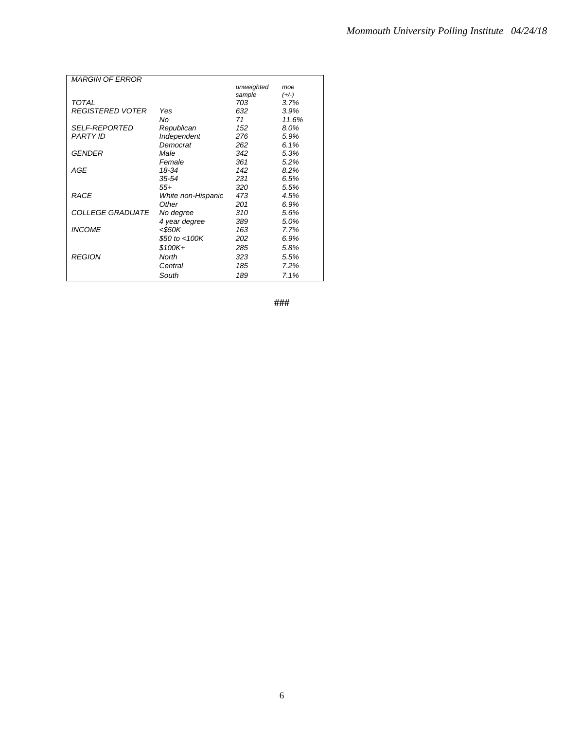| MARGIN OF ERROR | | unweighted sample | moe (+/-) |
|---|---|---|---|
| TOTAL | | 703 | 3.7% |
| REGISTERED VOTER | Yes | 632 | 3.9% |
| | No | 71 | 11.6% |
| SELF-REPORTED PARTY ID | Republican | 152 | 8.0% |
| | Independent | 276 | 5.9% |
| | Democrat | 262 | 6.1% |
| GENDER | Male | 342 | 5.3% |
| | Female | 361 | 5.2% |
| AGE | 18-34 | 142 | 8.2% |
| | 35-54 | 231 | 6.5% |
| | 55+ | 320 | 5.5% |
| RACE | White non-Hispanic | 473 | 4.5% |
| | Other | 201 | 6.9% |
| COLLEGE GRADUATE | No degree | 310 | 5.6% |
| | 4 year degree | 389 | 5.0% |
| INCOME | <$50K | 163 | 7.7% |
| | $50 to <100K | 202 | 6.9% |
| | $100K+ | 285 | 5.8% |
| REGION | North | 323 | 5.5% |
| | Central | 185 | 7.2% |
| | South | 189 | 7.1% |

###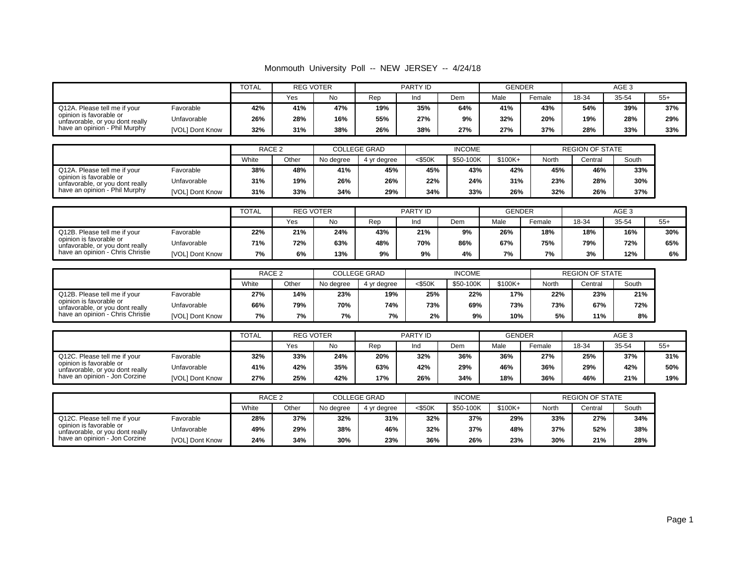# Monmouth University Poll -- NEW JERSEY -- 4/24/18

| | | TOTAL | REG VOTER | | PARTY ID | | | GENDER | | AGE 3 | | |
|---|---|---|---|---|---|---|---|---|---|---|---|---|
| | | | Yes | No | Rep | Ind | Dem | Male | Female | 18-34 | 35-54 | 55+ |
| Q12A. Please tell me if your opinion is favorable or unfavorable, or you dont really have an opinion - Phil Murphy | Favorable | **42%** | **41%** | **47%** | **19%** | **35%** | **64%** | **41%** | **43%** | **54%** | **39%** | **37%** |
| | Unfavorable | **26%** | **28%** | **16%** | **55%** | **27%** | **9%** | **32%** | **20%** | **19%** | **28%** | **29%** |
| | [VOL] Dont Know | **32%** | **31%** | **38%** | **26%** | **38%** | **27%** | **27%** | **37%** | **28%** | **33%** | **33%** |

| | | RACE 2 | | COLLEGE GRAD | | INCOME | | | REGION OF STATE | | |
|---|---|---|---|---|---|---|---|---|---|---|---|
| | | White | Other | No degree | 4 yr degree | <$50K | $50-100K | $100K+ | North | Central | South |
| Q12A. Please tell me if your opinion is favorable or unfavorable, or you dont really have an opinion - Phil Murphy | Favorable | **38%** | **48%** | **41%** | **45%** | **45%** | **43%** | **42%** | **45%** | **46%** | **33%** |
| | Unfavorable | **31%** | **19%** | **26%** | **26%** | **22%** | **24%** | **31%** | **23%** | **28%** | **30%** |
| | [VOL] Dont Know | **31%** | **33%** | **34%** | **29%** | **34%** | **33%** | **26%** | **32%** | **26%** | **37%** |

| | | TOTAL | REG VOTER | | PARTY ID | | | GENDER | | AGE 3 | | |
|---|---|---|---|---|---|---|---|---|---|---|---|---|
| | | | Yes | No | Rep | Ind | Dem | Male | Female | 18-34 | 35-54 | 55+ |
| Q12B. Please tell me if your opinion is favorable or unfavorable, or you dont really have an opinion - Chris Christie | Favorable | **22%** | **21%** | **24%** | **43%** | **21%** | **9%** | **26%** | **18%** | **18%** | **16%** | **30%** |
| | Unfavorable | **71%** | **72%** | **63%** | **48%** | **70%** | **86%** | **67%** | **75%** | **79%** | **72%** | **65%** |
| | [VOL] Dont Know | **7%** | **6%** | **13%** | **9%** | **9%** | **4%** | **7%** | **7%** | **3%** | **12%** | **6%** |

| | | RACE 2 | | COLLEGE GRAD | | INCOME | | | REGION OF STATE | | |
|---|---|---|---|---|---|---|---|---|---|---|---|
| | | White | Other | No degree | 4 yr degree | <$50K | $50-100K | $100K+ | North | Central | South |
| Q12B. Please tell me if your opinion is favorable or unfavorable, or you dont really have an opinion - Chris Christie | Favorable | **27%** | **14%** | **23%** | **19%** | **25%** | **22%** | **17%** | **22%** | **23%** | **21%** |
| | Unfavorable | **66%** | **79%** | **70%** | **74%** | **73%** | **69%** | **73%** | **73%** | **67%** | **72%** |
| | [VOL] Dont Know | **7%** | **7%** | **7%** | **7%** | **2%** | **9%** | **10%** | **5%** | **11%** | **8%** |

| | | TOTAL | REG VOTER | | PARTY ID | | | GENDER | | AGE 3 | | |
|---|---|---|---|---|---|---|---|---|---|---|---|---|
| | | | Yes | No | Rep | Ind | Dem | Male | Female | 18-34 | 35-54 | 55+ |
| Q12C. Please tell me if your opinion is favorable or unfavorable, or you dont really have an opinion - Jon Corzine | Favorable | **32%** | **33%** | **24%** | **20%** | **32%** | **36%** | **36%** | **27%** | **25%** | **37%** | **31%** |
| | Unfavorable | **41%** | **42%** | **35%** | **63%** | **42%** | **29%** | **46%** | **36%** | **29%** | **42%** | **50%** |
| | [VOL] Dont Know | **27%** | **25%** | **42%** | **17%** | **26%** | **34%** | **18%** | **36%** | **46%** | **21%** | **19%** |

| | | RACE 2 | | COLLEGE GRAD | | INCOME | | | REGION OF STATE | | |
|---|---|---|---|---|---|---|---|---|---|---|---|
| | | White | Other | No degree | 4 yr degree | <$50K | $50-100K | $100K+ | North | Central | South |
| Q12C. Please tell me if your opinion is favorable or unfavorable, or you dont really have an opinion - Jon Corzine | Favorable | **28%** | **37%** | **32%** | **31%** | **32%** | **37%** | **29%** | **33%** | **27%** | **34%** |
| | Unfavorable | **49%** | **29%** | **38%** | **46%** | **32%** | **37%** | **48%** | **37%** | **52%** | **38%** |
| | [VOL] Dont Know | **24%** | **34%** | **30%** | **23%** | **36%** | **26%** | **23%** | **30%** | **21%** | **28%** |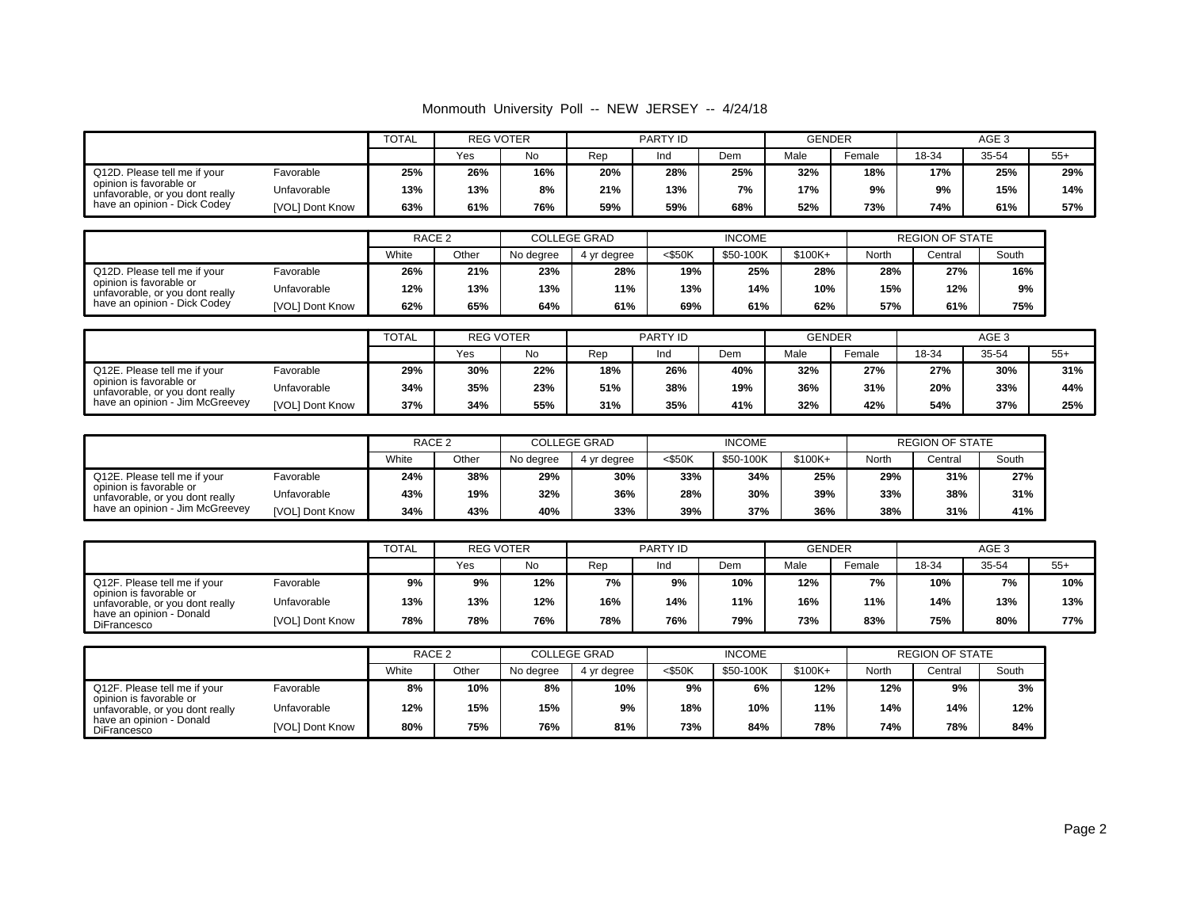Monmouth University Poll -- NEW JERSEY -- 4/24/18

| | | TOTAL | REG VOTER | | PARTY ID | | | GENDER | | AGE 3 | | |
|---|---|---|---|---|---|---|---|---|---|---|---|---|
| | | | Yes | No | Rep | Ind | Dem | Male | Female | 18-34 | 35-54 | 55+ |
| Q12D. Please tell me if your opinion is favorable or unfavorable, or you dont really have an opinion - Dick Codey | Favorable | 25% | 26% | 16% | 20% | 28% | 25% | 32% | 18% | 17% | 25% | 29% |
| | Unfavorable | 13% | 13% | 8% | 21% | 13% | 7% | 17% | 9% | 9% | 15% | 14% |
| | [VOL] Dont Know | 63% | 61% | 76% | 59% | 59% | 68% | 52% | 73% | 74% | 61% | 57% |

| | | RACE 2 | | COLLEGE GRAD | | INCOME | | | REGION OF STATE | | |
|---|---|---|---|---|---|---|---|---|---|---|---|
| | | White | Other | No degree | 4 yr degree | <$50K | $50-100K | $100K+ | North | Central | South |
| Q12D. Please tell me if your opinion is favorable or unfavorable, or you dont really have an opinion - Dick Codey | Favorable | 26% | 21% | 23% | 28% | 19% | 25% | 28% | 28% | 27% | 16% |
| | Unfavorable | 12% | 13% | 13% | 11% | 13% | 14% | 10% | 15% | 12% | 9% |
| | [VOL] Dont Know | 62% | 65% | 64% | 61% | 69% | 61% | 62% | 57% | 61% | 75% |

| | | TOTAL | REG VOTER | | PARTY ID | | | GENDER | | AGE 3 | | |
|---|---|---|---|---|---|---|---|---|---|---|---|---|
| | | | Yes | No | Rep | Ind | Dem | Male | Female | 18-34 | 35-54 | 55+ |
| Q12E. Please tell me if your opinion is favorable or unfavorable, or you dont really have an opinion - Jim McGreevey | Favorable | 29% | 30% | 22% | 18% | 26% | 40% | 32% | 27% | 27% | 30% | 31% |
| | Unfavorable | 34% | 35% | 23% | 51% | 38% | 19% | 36% | 31% | 20% | 33% | 44% |
| | [VOL] Dont Know | 37% | 34% | 55% | 31% | 35% | 41% | 32% | 42% | 54% | 37% | 25% |

| | | RACE 2 | | COLLEGE GRAD | | INCOME | | | REGION OF STATE | | |
|---|---|---|---|---|---|---|---|---|---|---|---|
| | | White | Other | No degree | 4 yr degree | <$50K | $50-100K | $100K+ | North | Central | South |
| Q12E. Please tell me if your opinion is favorable or unfavorable, or you dont really have an opinion - Jim McGreevey | Favorable | 24% | 38% | 29% | 30% | 33% | 34% | 25% | 29% | 31% | 27% |
| | Unfavorable | 43% | 19% | 32% | 36% | 28% | 30% | 39% | 33% | 38% | 31% |
| | [VOL] Dont Know | 34% | 43% | 40% | 33% | 39% | 37% | 36% | 38% | 31% | 41% |

| | | TOTAL | REG VOTER | | PARTY ID | | | GENDER | | AGE 3 | | |
|---|---|---|---|---|---|---|---|---|---|---|---|---|
| | | | Yes | No | Rep | Ind | Dem | Male | Female | 18-34 | 35-54 | 55+ |
| Q12F. Please tell me if your opinion is favorable or unfavorable, or you dont really have an opinion - Donald DiFrancesco | Favorable | 9% | 9% | 12% | 7% | 9% | 10% | 12% | 7% | 10% | 7% | 10% |
| | Unfavorable | 13% | 13% | 12% | 16% | 14% | 11% | 16% | 11% | 14% | 13% | 13% |
| | [VOL] Dont Know | 78% | 78% | 76% | 78% | 76% | 79% | 73% | 83% | 75% | 80% | 77% |

| | | RACE 2 | | COLLEGE GRAD | | INCOME | | | REGION OF STATE | | |
|---|---|---|---|---|---|---|---|---|---|---|---|
| | | White | Other | No degree | 4 yr degree | <$50K | $50-100K | $100K+ | North | Central | South |
| Q12F. Please tell me if your opinion is favorable or unfavorable, or you dont really have an opinion - Donald DiFrancesco | Favorable | 8% | 10% | 8% | 10% | 9% | 6% | 12% | 12% | 9% | 3% |
| | Unfavorable | 12% | 15% | 15% | 9% | 18% | 10% | 11% | 14% | 14% | 12% |
| | [VOL] Dont Know | 80% | 75% | 76% | 81% | 73% | 84% | 78% | 74% | 78% | 84% |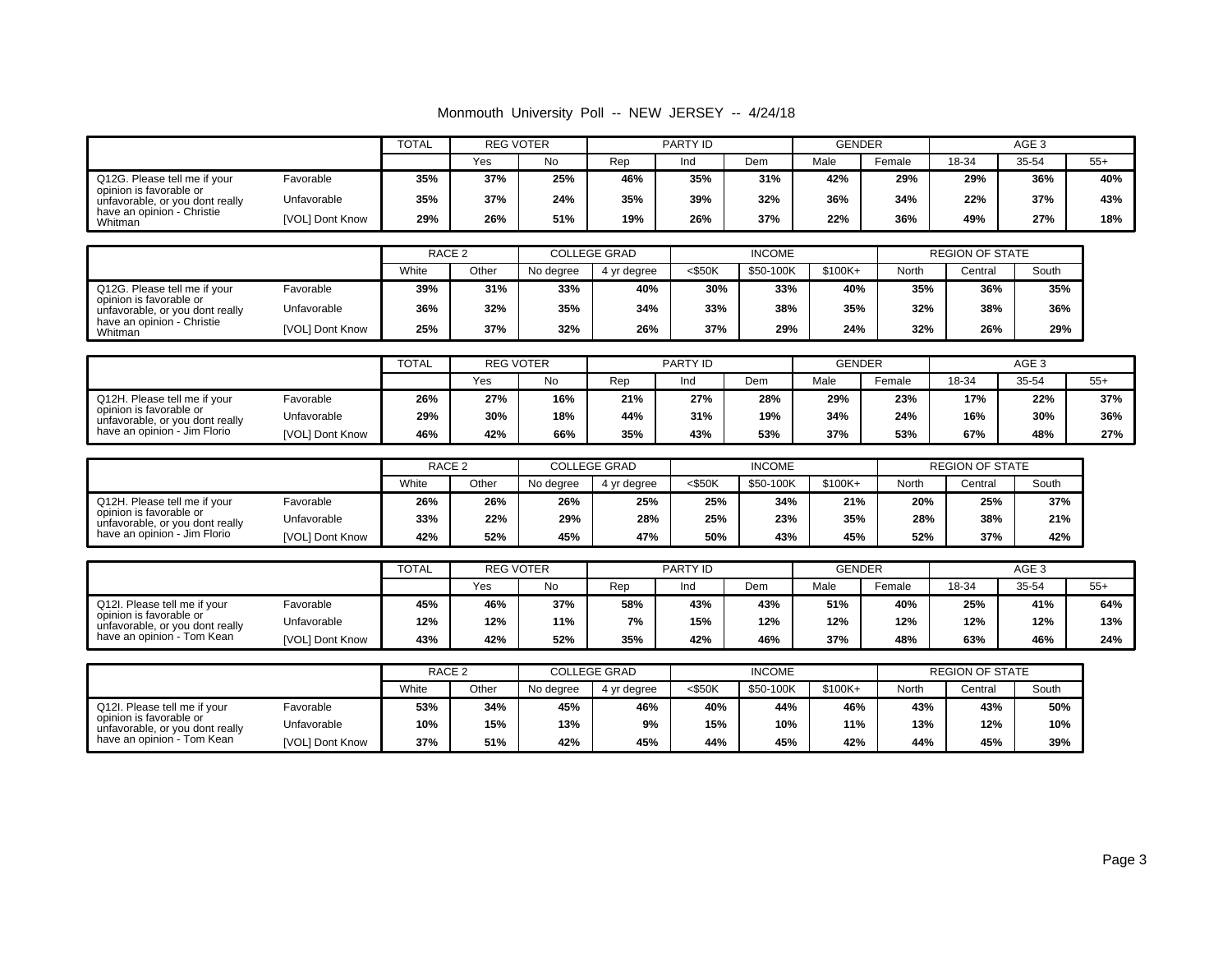Monmouth University Poll -- NEW JERSEY -- 4/24/18

| | | TOTAL | REG VOTER | | PARTY ID | | | GENDER | | AGE 3 | | |
|---|---|---|---|---|---|---|---|---|---|---|---|---|
| | | | Yes | No | Rep | Ind | Dem | Male | Female | 18-34 | 35-54 | 55+ |
| Q12G. Please tell me if your opinion is favorable or unfavorable, or you dont really have an opinion - Christie Whitman | Favorable | 35% | 37% | 25% | 46% | 35% | 31% | 42% | 29% | 29% | 36% | 40% |
| | Unfavorable | 35% | 37% | 24% | 35% | 39% | 32% | 36% | 34% | 22% | 37% | 43% |
| | [VOL] Dont Know | 29% | 26% | 51% | 19% | 26% | 37% | 22% | 36% | 49% | 27% | 18% |

| | | RACE 2 | | COLLEGE GRAD | | INCOME | | | REGION OF STATE | | |
|---|---|---|---|---|---|---|---|---|---|---|---|
| | | White | Other | No degree | 4 yr degree | <$50K | $50-100K | $100K+ | North | Central | South |
| Q12G. Please tell me if your opinion is favorable or unfavorable, or you dont really have an opinion - Christie Whitman | Favorable | 39% | 31% | 33% | 40% | 30% | 33% | 40% | 35% | 36% | 35% |
| | Unfavorable | 36% | 32% | 35% | 34% | 33% | 38% | 35% | 32% | 38% | 36% |
| | [VOL] Dont Know | 25% | 37% | 32% | 26% | 37% | 29% | 24% | 32% | 26% | 29% |

| | | TOTAL | REG VOTER | | PARTY ID | | | GENDER | | AGE 3 | | |
|---|---|---|---|---|---|---|---|---|---|---|---|---|
| | | | Yes | No | Rep | Ind | Dem | Male | Female | 18-34 | 35-54 | 55+ |
| Q12H. Please tell me if your opinion is favorable or unfavorable, or you dont really have an opinion - Jim Florio | Favorable | 26% | 27% | 16% | 21% | 27% | 28% | 29% | 23% | 17% | 22% | 37% |
| | Unfavorable | 29% | 30% | 18% | 44% | 31% | 19% | 34% | 24% | 16% | 30% | 36% |
| | [VOL] Dont Know | 46% | 42% | 66% | 35% | 43% | 53% | 37% | 53% | 67% | 48% | 27% |

| | | RACE 2 | | COLLEGE GRAD | | INCOME | | | REGION OF STATE | | |
|---|---|---|---|---|---|---|---|---|---|---|---|
| | | White | Other | No degree | 4 yr degree | <$50K | $50-100K | $100K+ | North | Central | South |
| Q12H. Please tell me if your opinion is favorable or unfavorable, or you dont really have an opinion - Jim Florio | Favorable | 26% | 26% | 26% | 25% | 25% | 34% | 21% | 20% | 25% | 37% |
| | Unfavorable | 33% | 22% | 29% | 28% | 25% | 23% | 35% | 28% | 38% | 21% |
| | [VOL] Dont Know | 42% | 52% | 45% | 47% | 50% | 43% | 45% | 52% | 37% | 42% |

| | | TOTAL | REG VOTER | | PARTY ID | | | GENDER | | AGE 3 | | |
|---|---|---|---|---|---|---|---|---|---|---|---|---|
| | | | Yes | No | Rep | Ind | Dem | Male | Female | 18-34 | 35-54 | 55+ |
| Q12I. Please tell me if your opinion is favorable or unfavorable, or you dont really have an opinion - Tom Kean | Favorable | 45% | 46% | 37% | 58% | 43% | 43% | 51% | 40% | 25% | 41% | 64% |
| | Unfavorable | 12% | 12% | 11% | 7% | 15% | 12% | 12% | 12% | 12% | 12% | 13% |
| | [VOL] Dont Know | 43% | 42% | 52% | 35% | 42% | 46% | 37% | 48% | 63% | 46% | 24% |

| | | RACE 2 | | COLLEGE GRAD | | INCOME | | | REGION OF STATE | | |
|---|---|---|---|---|---|---|---|---|---|---|---|
| | | White | Other | No degree | 4 yr degree | <$50K | $50-100K | $100K+ | North | Central | South |
| Q12I. Please tell me if your opinion is favorable or unfavorable, or you dont really have an opinion - Tom Kean | Favorable | 53% | 34% | 45% | 46% | 40% | 44% | 46% | 43% | 43% | 50% |
| | Unfavorable | 10% | 15% | 13% | 9% | 15% | 10% | 11% | 13% | 12% | 10% |
| | [VOL] Dont Know | 37% | 51% | 42% | 45% | 44% | 45% | 42% | 44% | 45% | 39% |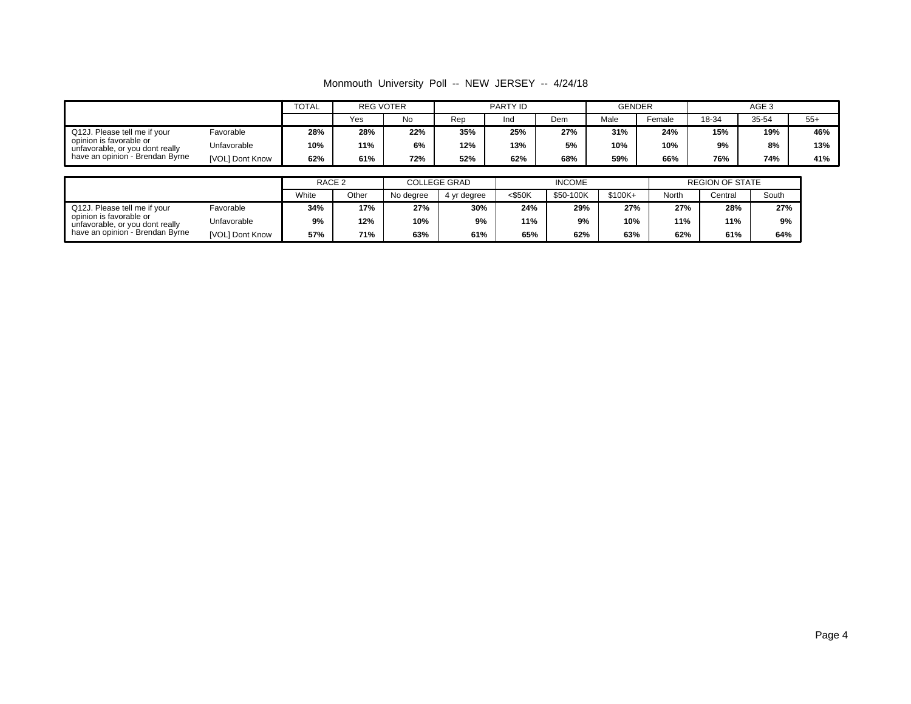Monmouth University Poll -- NEW JERSEY -- 4/24/18

| | | TOTAL | REG VOTER | | PARTY ID | | | GENDER | | AGE 3 | | |
|---|---|---|---|---|---|---|---|---|---|---|---|---|
| | | | Yes | No | Rep | Ind | Dem | Male | Female | 18-34 | 35-54 | 55+ |
| Q12J. Please tell me if your opinion is favorable or unfavorable, or you dont really have an opinion - Brendan Byrne | Favorable | 28% | 28% | 22% | 35% | 25% | 27% | 31% | 24% | 15% | 19% | 46% |
| | Unfavorable | 10% | 11% | 6% | 12% | 13% | 5% | 10% | 10% | 9% | 8% | 13% |
| | [VOL] Dont Know | 62% | 61% | 72% | 52% | 62% | 68% | 59% | 66% | 76% | 74% | 41% |

| | | RACE 2 | | COLLEGE GRAD | | INCOME | | | REGION OF STATE | | |
|---|---|---|---|---|---|---|---|---|---|---|---|
| | | White | Other | No degree | 4 yr degree | <$50K | $50-100K | $100K+ | North | Central | South |
| Q12J. Please tell me if your opinion is favorable or unfavorable, or you dont really have an opinion - Brendan Byrne | Favorable | 34% | 17% | 27% | 30% | 24% | 29% | 27% | 27% | 28% | 27% |
| | Unfavorable | 9% | 12% | 10% | 9% | 11% | 9% | 10% | 11% | 11% | 9% |
| | [VOL] Dont Know | 57% | 71% | 63% | 61% | 65% | 62% | 63% | 62% | 61% | 64% |